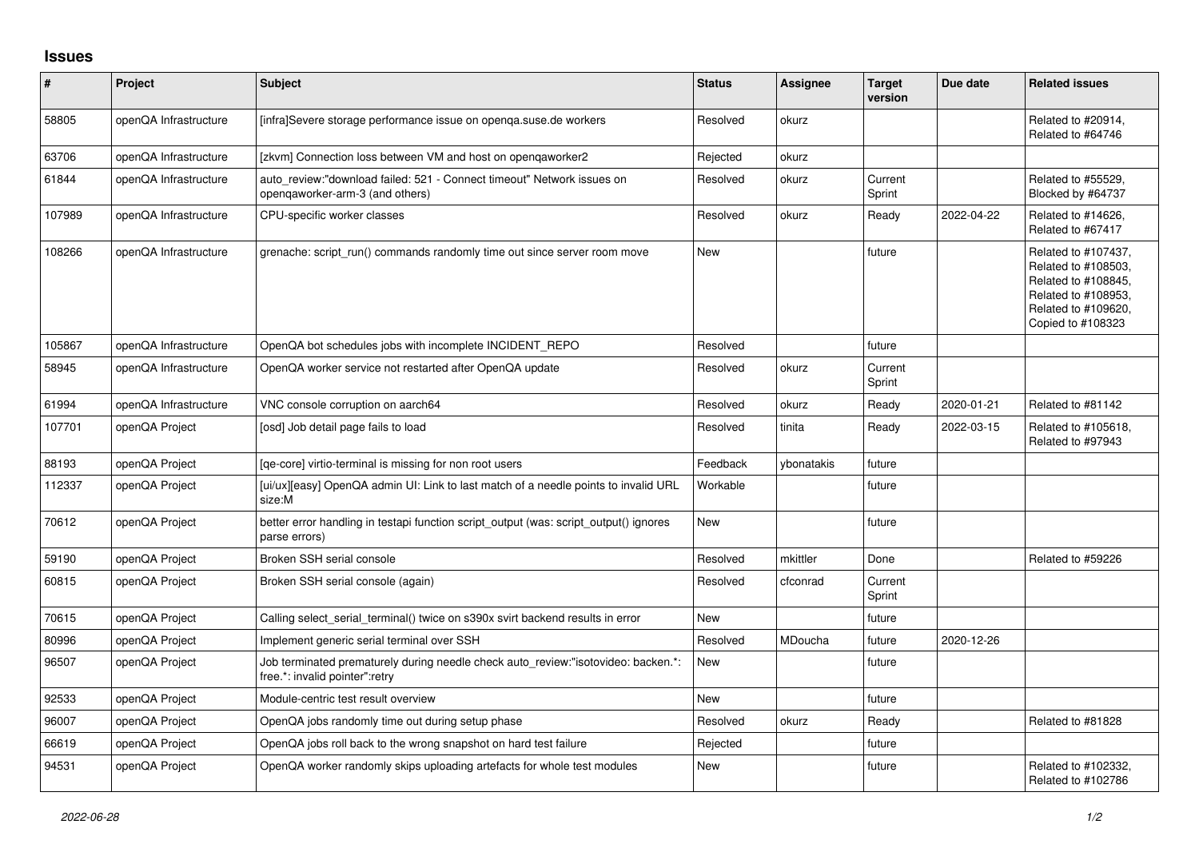## Issues

| # | Project | Subject | Status | Assignee | Target version | Due date | Related issues |
|---|---|---|---|---|---|---|---|
| 58805 | openQA Infrastructure | [infra]Severe storage performance issue on openqa.suse.de workers | Resolved | okurz | | | Related to #20914, Related to #64746 |
| 63706 | openQA Infrastructure | [zkvm] Connection loss between VM and host on openqaworker2 | Rejected | okurz | | | |
| 61844 | openQA Infrastructure | auto_review:"download failed: 521 - Connect timeout" Network issues on openqaworker-arm-3 (and others) | Resolved | okurz | Current Sprint | | Related to #55529, Blocked by #64737 |
| 107989 | openQA Infrastructure | CPU-specific worker classes | Resolved | okurz | Ready | 2022-04-22 | Related to #14626, Related to #67417 |
| 108266 | openQA Infrastructure | grenache: script_run() commands randomly time out since server room move | New | | future | | Related to #107437, Related to #108503, Related to #108845, Related to #108953, Related to #109620, Copied to #108323 |
| 105867 | openQA Infrastructure | OpenQA bot schedules jobs with incomplete INCIDENT_REPO | Resolved | | future | | |
| 58945 | openQA Infrastructure | OpenQA worker service not restarted after OpenQA update | Resolved | okurz | Current Sprint | | |
| 61994 | openQA Infrastructure | VNC console corruption on aarch64 | Resolved | okurz | Ready | 2020-01-21 | Related to #81142 |
| 107701 | openQA Project | [osd] Job detail page fails to load | Resolved | tinita | Ready | 2022-03-15 | Related to #105618, Related to #97943 |
| 88193 | openQA Project | [qe-core] virtio-terminal is missing for non root users | Feedback | ybonatakis | future | | |
| 112337 | openQA Project | [ui/ux][easy] OpenQA admin UI: Link to last match of a needle points to invalid URL size:M | Workable | | future | | |
| 70612 | openQA Project | better error handling in testapi function script_output (was: script_output() ignores parse errors) | New | | future | | |
| 59190 | openQA Project | Broken SSH serial console | Resolved | mkittler | Done | | Related to #59226 |
| 60815 | openQA Project | Broken SSH serial console (again) | Resolved | cfconrad | Current Sprint | | |
| 70615 | openQA Project | Calling select_serial_terminal() twice on s390x svirt backend results in error | New | | future | | |
| 80996 | openQA Project | Implement generic serial terminal over SSH | Resolved | MDoucha | future | 2020-12-26 | |
| 96507 | openQA Project | Job terminated prematurely during needle check auto_review:"isotovideo: backen.*: free.*: invalid pointer":retry | New | | future | | |
| 92533 | openQA Project | Module-centric test result overview | New | | future | | |
| 96007 | openQA Project | OpenQA jobs randomly time out during setup phase | Resolved | okurz | Ready | | Related to #81828 |
| 66619 | openQA Project | OpenQA jobs roll back to the wrong snapshot on hard test failure | Rejected | | future | | |
| 94531 | openQA Project | OpenQA worker randomly skips uploading artefacts for whole test modules | New | | future | | Related to #102332, Related to #102786 |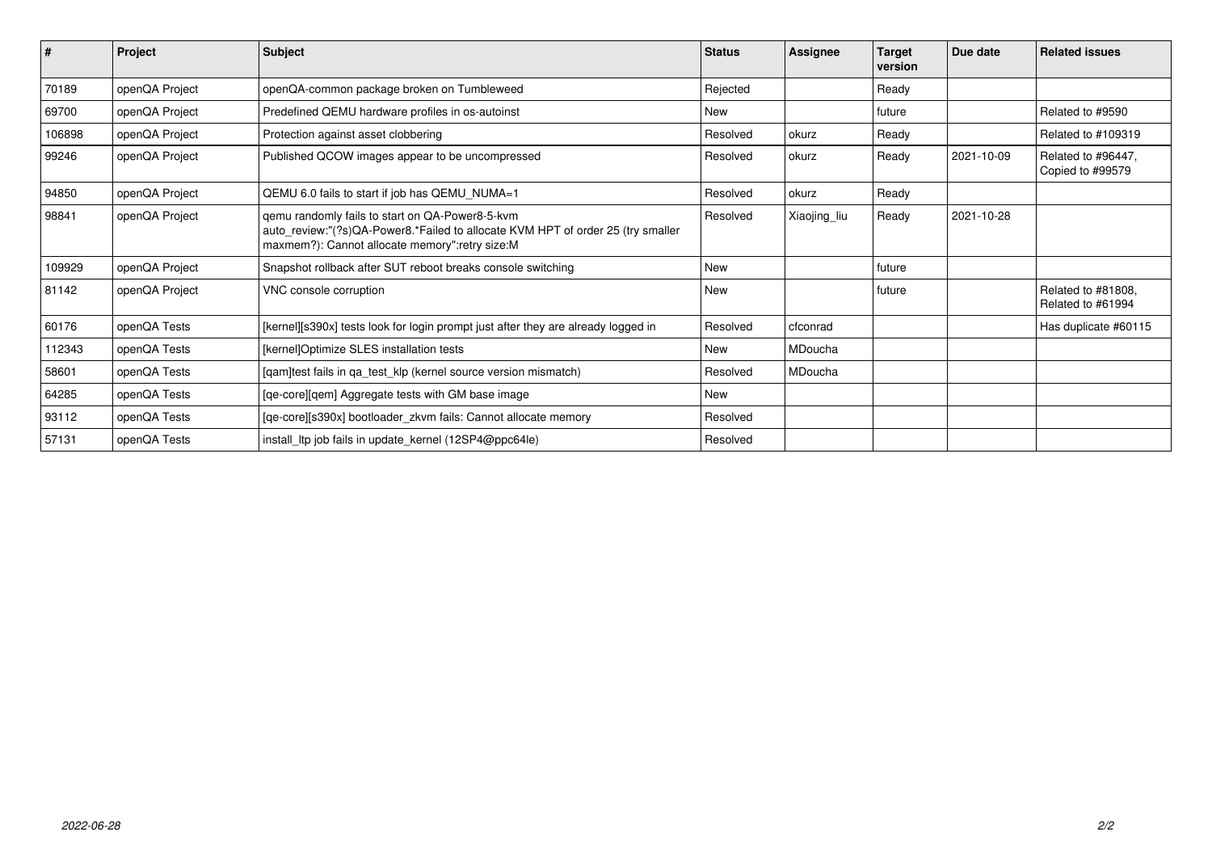| # | Project | Subject | Status | Assignee | Target version | Due date | Related issues |
|---|---|---|---|---|---|---|---|
| 70189 | openQA Project | openQA-common package broken on Tumbleweed | Rejected | | Ready | | |
| 69700 | openQA Project | Predefined QEMU hardware profiles in os-autoinst | New | | future | | Related to #9590 |
| 106898 | openQA Project | Protection against asset clobbering | Resolved | okurz | Ready | | Related to #109319 |
| 99246 | openQA Project | Published QCOW images appear to be uncompressed | Resolved | okurz | Ready | 2021-10-09 | Related to #96447, Copied to #99579 |
| 94850 | openQA Project | QEMU 6.0 fails to start if job has QEMU_NUMA=1 | Resolved | okurz | Ready | | |
| 98841 | openQA Project | qemu randomly fails to start on QA-Power8-5-kvm auto_review:"(?s)QA-Power8.*Failed to allocate KVM HPT of order 25 (try smaller maxmem?): Cannot allocate memory":retry size:M | Resolved | Xiaojing_liu | Ready | 2021-10-28 | |
| 109929 | openQA Project | Snapshot rollback after SUT reboot breaks console switching | New | | future | | |
| 81142 | openQA Project | VNC console corruption | New | | future | | Related to #81808, Related to #61994 |
| 60176 | openQA Tests | [kernel][s390x] tests look for login prompt just after they are already logged in | Resolved | cfconrad | | | Has duplicate #60115 |
| 112343 | openQA Tests | [kernel]Optimize SLES installation tests | New | MDoucha | | | |
| 58601 | openQA Tests | [qam]test fails in qa_test_klp (kernel source version mismatch) | Resolved | MDoucha | | | |
| 64285 | openQA Tests | [qe-core][qem] Aggregate tests with GM base image | New | | | | |
| 93112 | openQA Tests | [qe-core][s390x] bootloader_zkvm fails: Cannot allocate memory | Resolved | | | | |
| 57131 | openQA Tests | install_ltp job fails in update_kernel (12SP4@ppc64le) | Resolved | | | | |